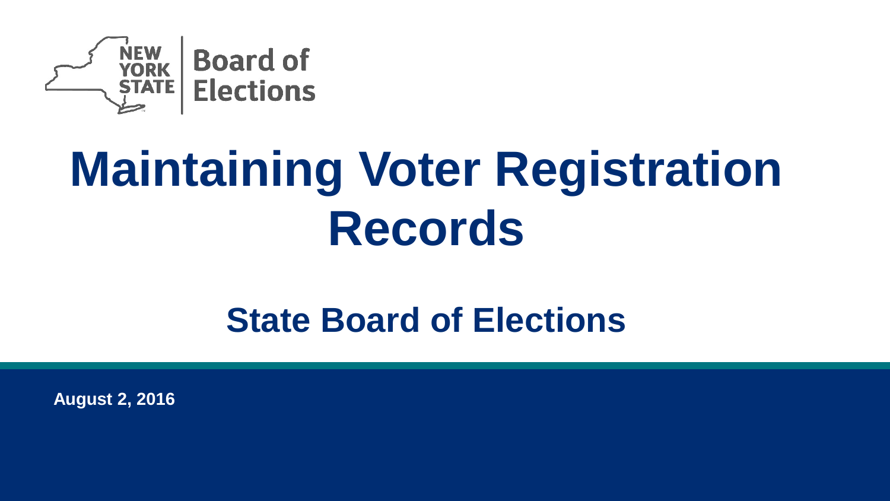NEW YORK STATE | Board of Elections

# Maintaining Voter Registration Records

## State Board of Elections

**August 2, 2016**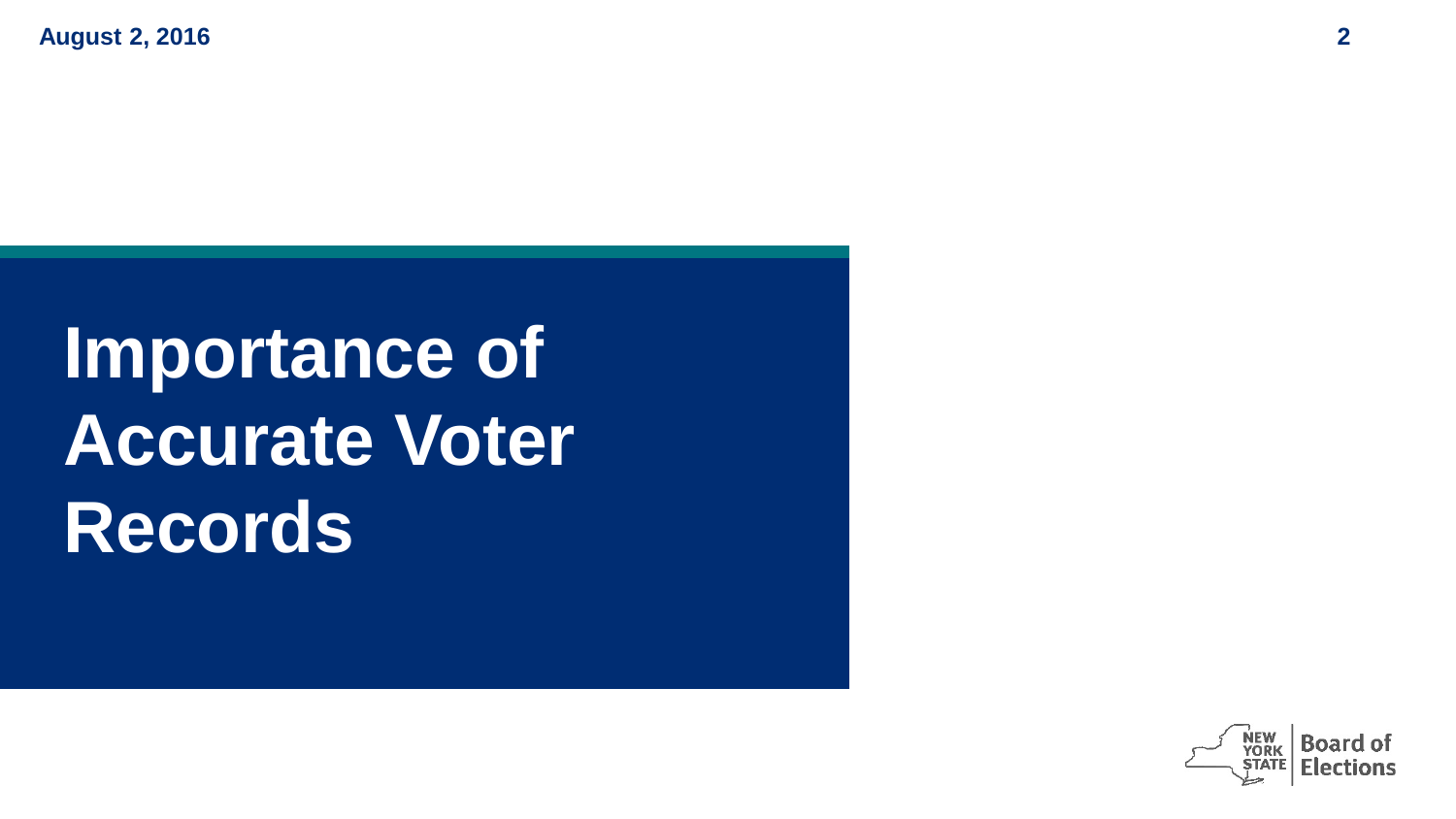# Importance of Accurate Voter Records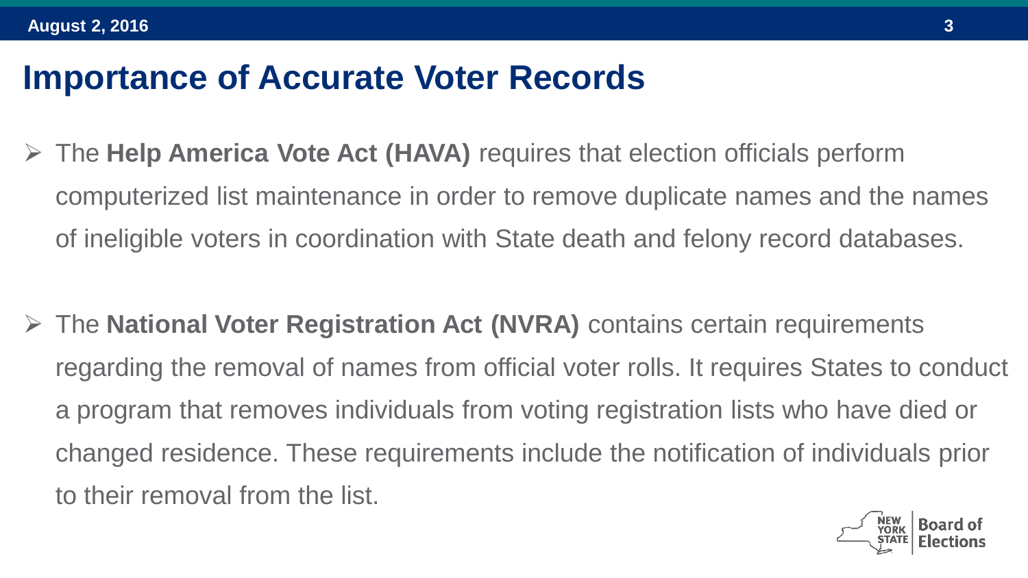# Importance of Accurate Voter Records

- The **Help America Vote Act (HAVA)** requires that election officials perform computerized list maintenance in order to remove duplicate names and the names of ineligible voters in coordination with State death and felony record databases.

- The **National Voter Registration Act (NVRA)** contains certain requirements regarding the removal of names from official voter rolls. It requires States to conduct a program that removes individuals from voting registration lists who have died or changed residence. These requirements include the notification of individuals prior to their removal from the list.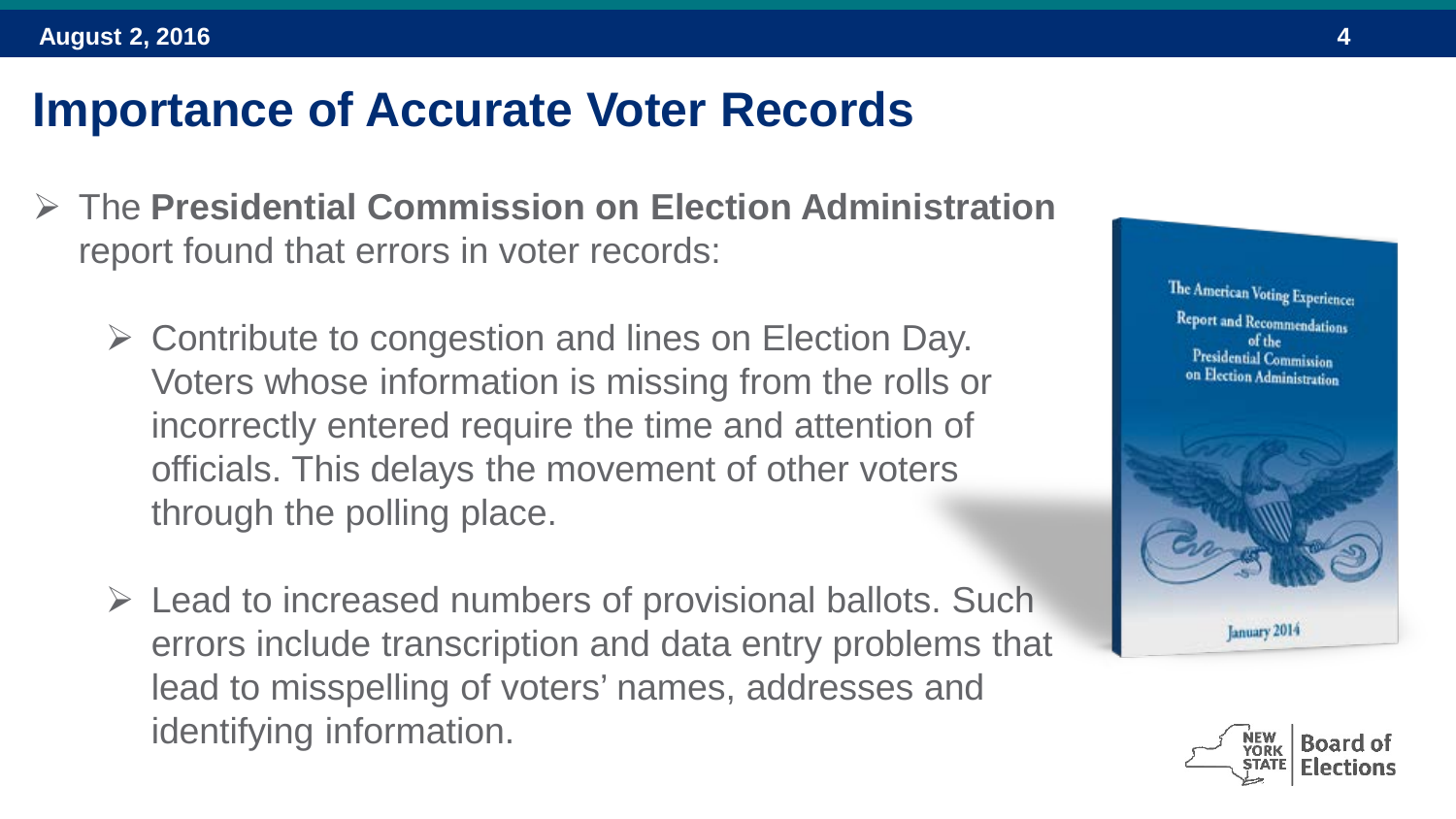# Importance of Accurate Voter Records

- The **Presidential Commission on Election Administration** report found that errors in voter records:
  - Contribute to congestion and lines on Election Day. Voters whose information is missing from the rolls or incorrectly entered require the time and attention of officials. This delays the movement of other voters through the polling place.
  - Lead to increased numbers of provisional ballots. Such errors include transcription and data entry problems that lead to misspelling of voters' names, addresses and identifying information.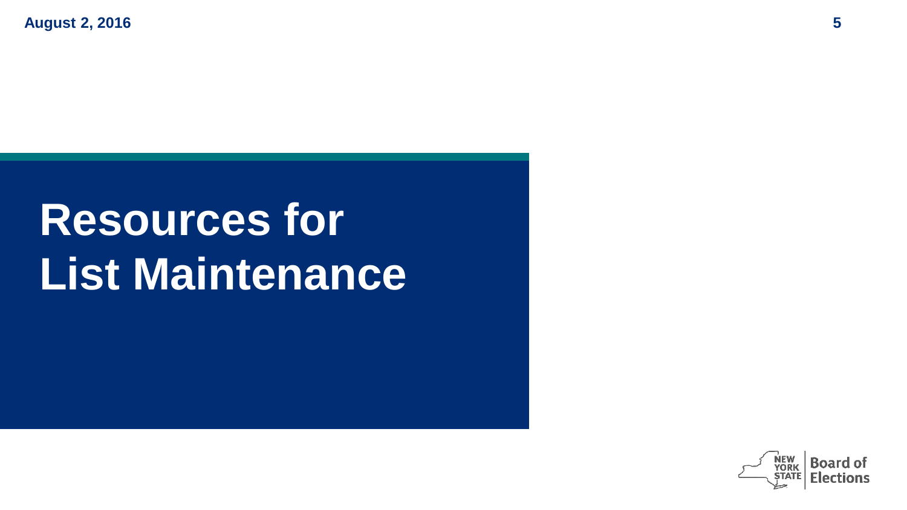# Resources for List Maintenance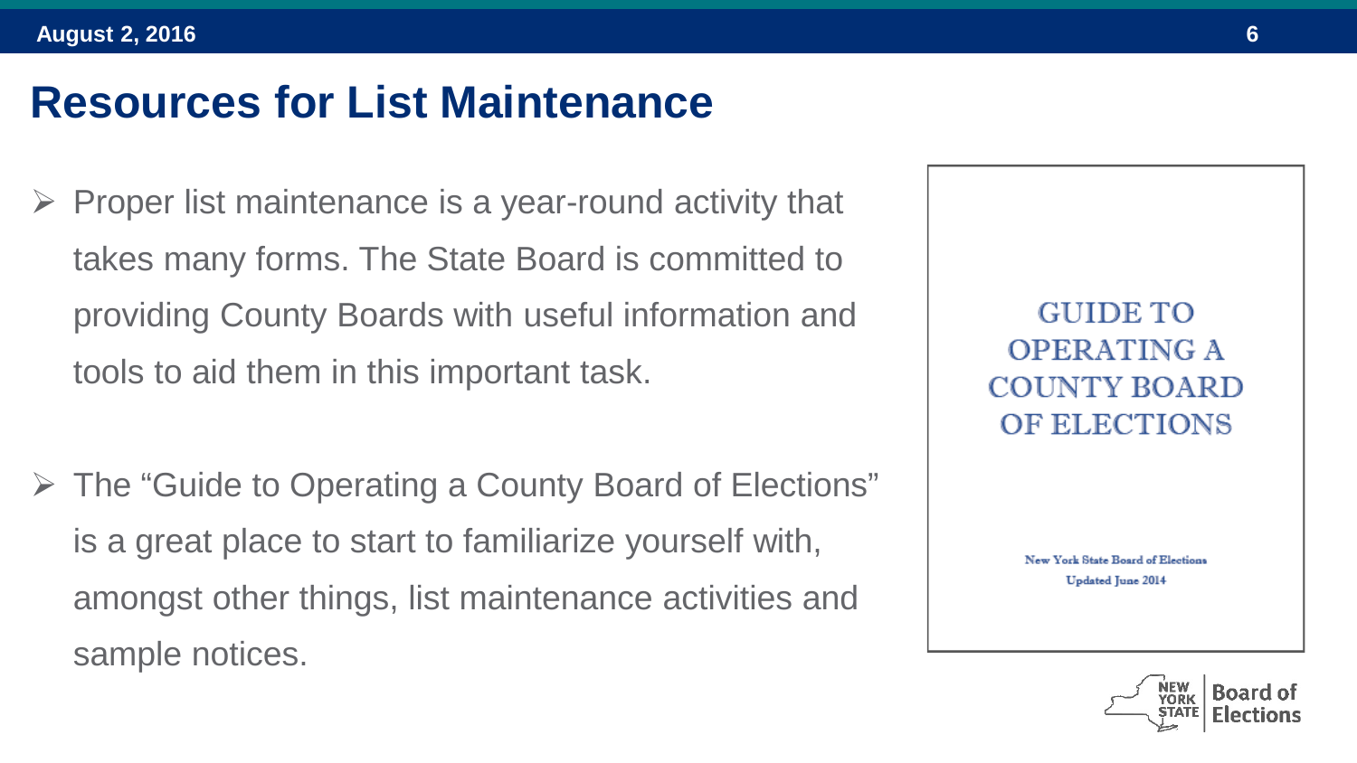# Resources for List Maintenance

- Proper list maintenance is a year-round activity that takes many forms. The State Board is committed to providing County Boards with useful information and tools to aid them in this important task.

- The "Guide to Operating a County Board of Elections" is a great place to start to familiarize yourself with, amongst other things, list maintenance activities and sample notices.

GUIDE TO OPERATING A COUNTY BOARD OF ELECTIONS

New York State Board of Elections
Updated June 2014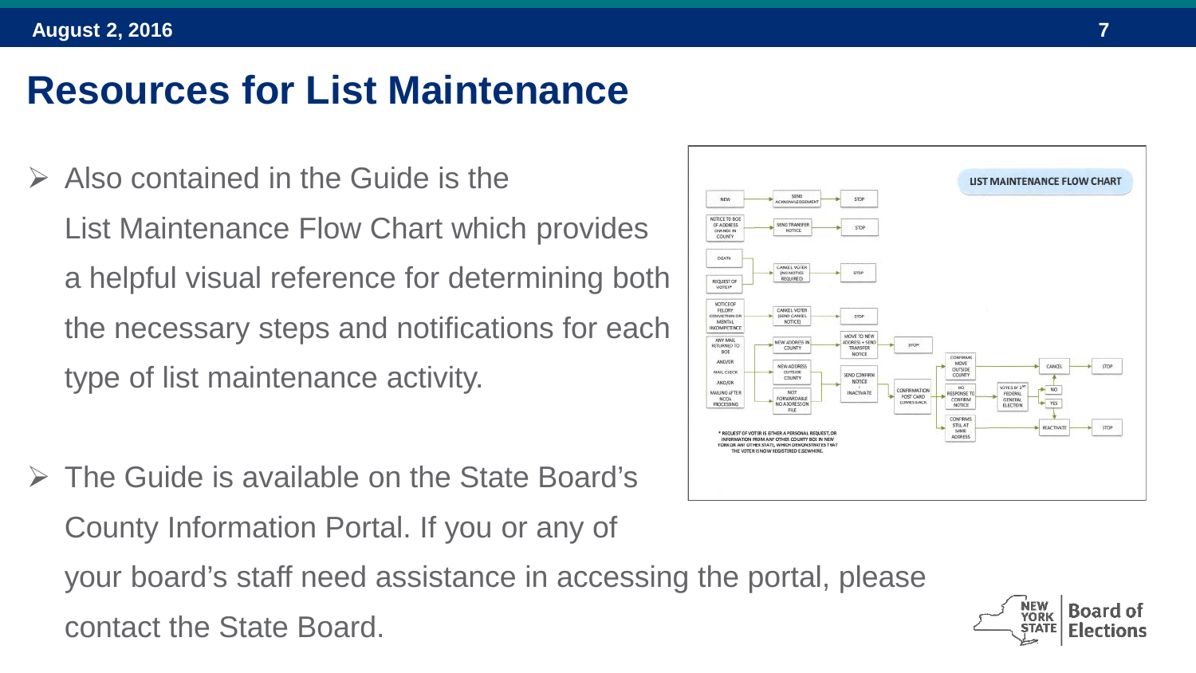# Resources for List Maintenance

- Also contained in the Guide is the List Maintenance Flow Chart which provides a helpful visual reference for determining both the necessary steps and notifications for each type of list maintenance activity.

- The Guide is available on the State Board's County Information Portal. If you or any of your board's staff need assistance in accessing the portal, please contact the State Board.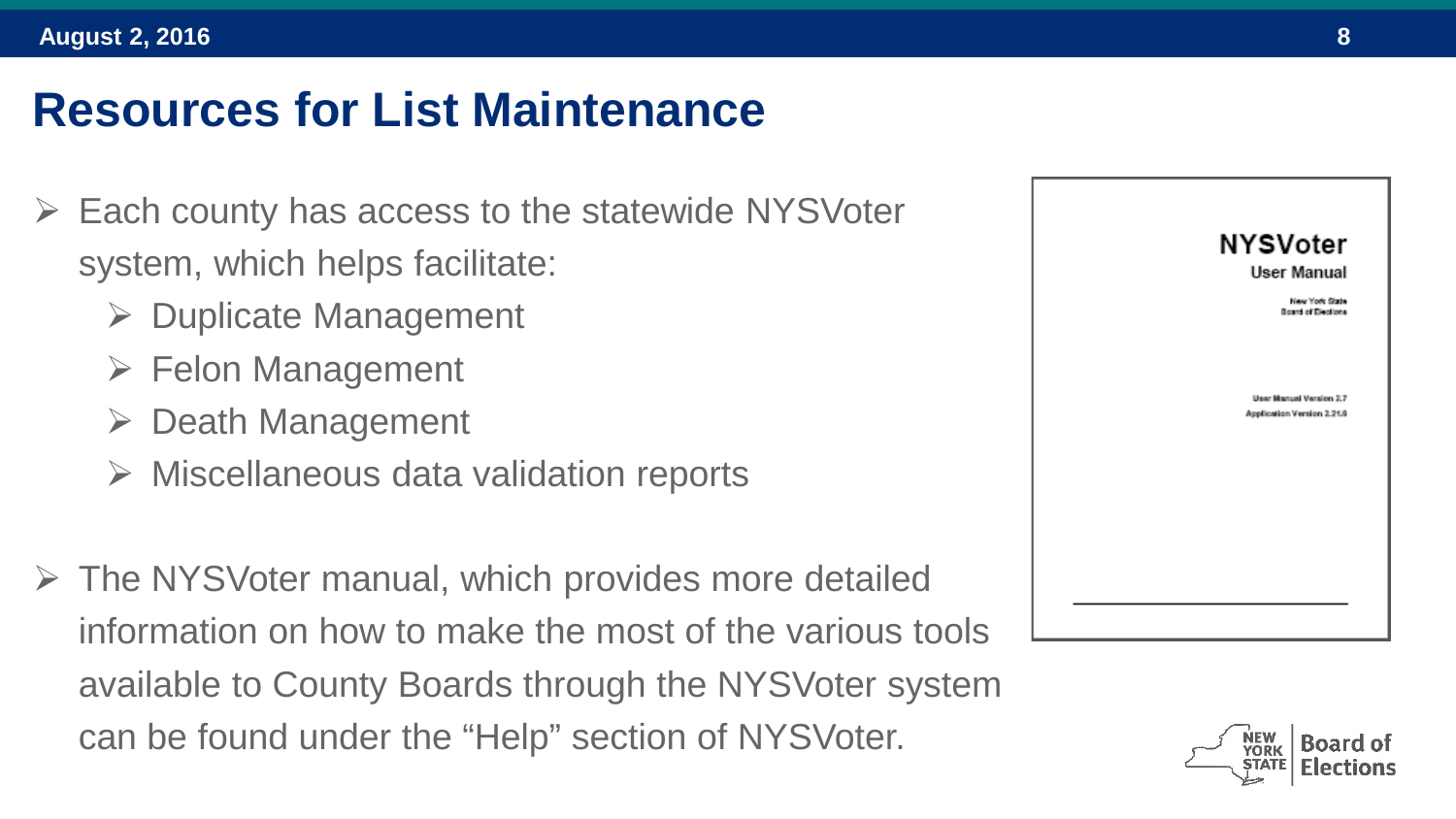# Resources for List Maintenance

- Each county has access to the statewide NYSVoter system, which helps facilitate:
  - Duplicate Management
  - Felon Management
  - Death Management
  - Miscellaneous data validation reports

- The NYSVoter manual, which provides more detailed information on how to make the most of the various tools available to County Boards through the NYSVoter system can be found under the “Help” section of NYSVoter.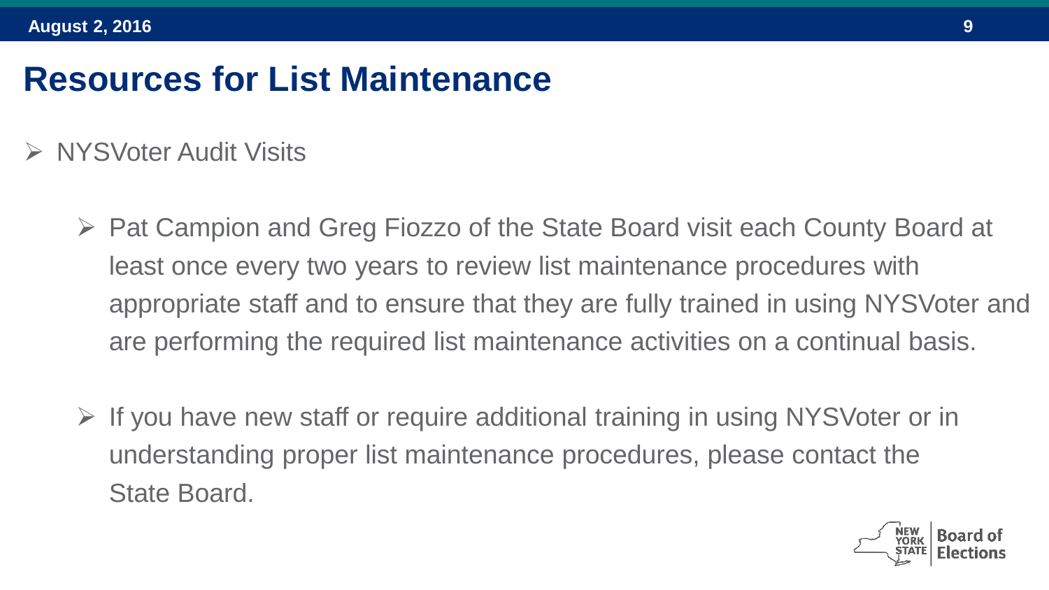# Resources for List Maintenance

- NYSVoter Audit Visits
  - Pat Campion and Greg Fiozzo of the State Board visit each County Board at least once every two years to review list maintenance procedures with appropriate staff and to ensure that they are fully trained in using NYSVoter and are performing the required list maintenance activities on a continual basis.
  - If you have new staff or require additional training in using NYSVoter or in understanding proper list maintenance procedures, please contact the State Board.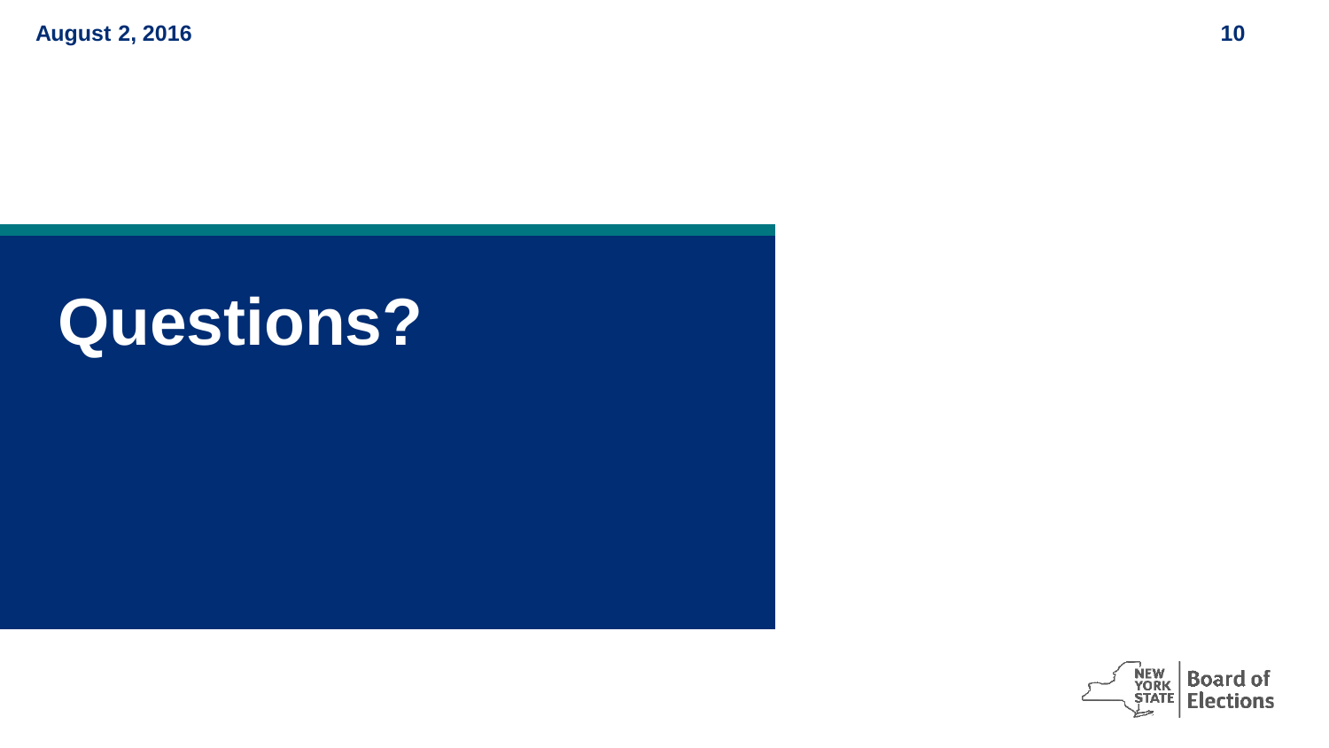# Questions?